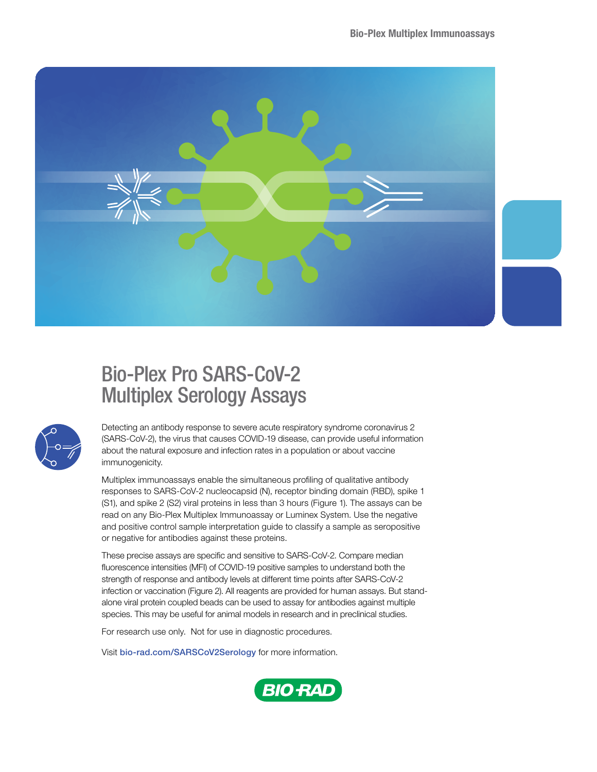# Bio-Plex Pro SARS-CoV-2 Multiplex Serology Assays

Detecting an antibody response to severe acute respiratory syndrome coronavirus 2 (SARS-CoV-2), the virus that causes COVID-19 disease, can provide useful information about the natural exposure and infection rates in a population or about vaccine immunogenicity.

Multiplex immunoassays enable the simultaneous profiling of qualitative antibody responses to SARS-CoV-2 nucleocapsid (N), receptor binding domain (RBD), spike 1 (S1), and spike 2 (S2) viral proteins in less than 3 hours (Figure 1). The assays can be read on any Bio-Plex Multiplex Immunoassay or Luminex System. Use the negative and positive control sample interpretation guide to classify a sample as seropositive or negative for antibodies against these proteins.

These precise assays are specific and sensitive to SARS-CoV-2. Compare median fluorescence intensities (MFI) of COVID-19 positive samples to understand both the strength of response and antibody levels at different time points after SARS-CoV-2 infection or vaccination (Figure 2). All reagents are provided for human assays. But stand-alone viral protein coupled beads can be used to assay for antibodies against multiple species. This may be useful for animal models in research and in preclinical studies.

For research use only. Not for use in diagnostic procedures.

Visit bio-rad.com/SARSCoV2Serology for more information.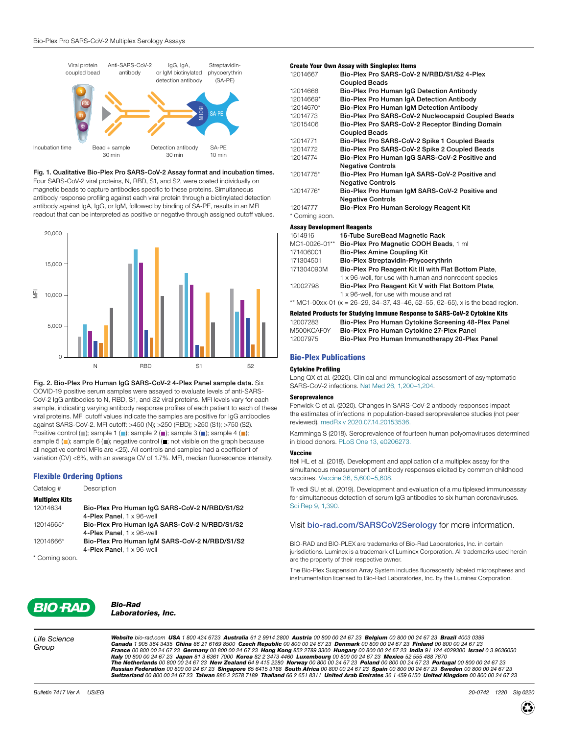Viral protein coupled bead

Anti-SARS-CoV-2 antibody

IgG, IgA, or IgM biotinylated detection antibody

Streptavidin-phycoerythrin (SA-PE)

N

RBD

S1

S2

BIOTIN

SA-PE

Incubation time

Bead + sample 30 min

Detection antibody 30 min

SA-PE 10 min

**Fig. 1. Qualitative Bio-Plex Pro SARS-CoV-2 Assay format and incubation times.** Four SARS-CoV-2 viral proteins, N, RBD, S1, and S2, were coated individually on magnetic beads to capture antibodies specific to these proteins. Simultaneous antibody response profiling against each viral protein through a biotinylated detection antibody against IgA, IgG, or IgM, followed by binding of SA-PE, results in an MFI readout that can be interpreted as positive or negative through assigned cutoff values.

20,000

15,000

10,000

5,000

0

MFI

N

RBD

S1

S2

**Fig. 2. Bio-Plex Pro Human IgG SARS-CoV-2 4-Plex Panel sample data.** Six COVID-19 positive serum samples were assayed to evaluate levels of anti-SARS-CoV-2 IgG antibodies to N, RBD, S1, and S2 viral proteins. MFI levels vary for each sample, indicating varying antibody response profiles of each patient to each of these viral proteins. MFI cutoff values indicate the samples are positive for IgG antibodies against SARS-CoV-2. MFI cutoff: >450 (N); >250 (RBD); >250 (S1); >750 (S2). Positive control (■); sample 1 (■); sample 2 (■); sample 3 (■); sample 4 (■); sample 5 (■); sample 6 (■); negative control (■; not visible on the graph because all negative control MFIs are <25). All controls and samples had a coefficient of variation (CV) <6%, with an average CV of 1.7%. MFI, median fluorescence intensity.

## Flexible Ordering Options

| Catalog # | Description |
|---|---|
| **Multiplex Kits** | |
| 12014634 | **Bio-Plex Pro Human IgG SARS-CoV-2 N/RBD/S1/S2 4-Plex Panel**, 1 x 96-well |
| 12014665* | **Bio-Plex Pro Human IgA SARS-CoV-2 N/RBD/S1/S2 4-Plex Panel**, 1 x 96-well |
| 12014666* | **Bio-Plex Pro Human IgM SARS-CoV-2 N/RBD/S1/S2 4-Plex Panel**, 1 x 96-well |

\* Coming soon.

**Create Your Own Assay with Singleplex Items**

| | |
|---|---|
| 12014667 | **Bio-Plex Pro SARS-CoV-2 N/RBD/S1/S2 4-Plex Coupled Beads** |
| 12014668 | **Bio-Plex Pro Human IgG Detection Antibody** |
| 12014669* | **Bio-Plex Pro Human IgA Detection Antibody** |
| 12014670* | **Bio-Plex Pro Human IgM Detection Antibody** |
| 12014773 | **Bio-Plex Pro SARS-CoV-2 Nucleocapsid Coupled Beads** |
| 12015406 | **Bio-Plex Pro SARS-CoV-2 Receptor Binding Domain Coupled Beads** |
| 12014771 | **Bio-Plex Pro SARS-CoV-2 Spike 1 Coupled Beads** |
| 12014772 | **Bio-Plex Pro SARS-CoV-2 Spike 2 Coupled Beads** |
| 12014774 | **Bio-Plex Pro Human IgG SARS-CoV-2 Positive and Negative Controls** |
| 12014775* | **Bio-Plex Pro Human IgA SARS-CoV-2 Positive and Negative Controls** |
| 12014776* | **Bio-Plex Pro Human IgM SARS-CoV-2 Positive and Negative Controls** |
| 12014777 | **Bio-Plex Pro Human Serology Reagent Kit** |

\* Coming soon.

**Assay Development Reagents**

| | |
|---|---|
| 1614916 | **16-Tube SureBead Magnetic Rack** |
| MC1-0026-01** | **Bio-Plex Pro Magnetic COOH Beads**, 1 ml |
| 171406001 | **Bio-Plex Amine Coupling Kit** |
| 171304501 | **Bio-Plex Streptavidin-Phycoerythrin** |
| 171304090M | **Bio-Plex Pro Reagent Kit III with Flat Bottom Plate**, 1 x 96-well, for use with human and nonrodent species |
| 12002798 | **Bio-Plex Pro Reagent Kit V with Flat Bottom Plate**, 1 x 96-well, for use with mouse and rat |

\*\* MC1-00xx-01 (x = 26–29, 34–37, 43–46, 52–55, 62–65), x is the bead region.

**Related Products for Studying Immune Response to SARS-CoV-2 Cytokine Kits**

| | |
|---|---|
| 12007283 | **Bio-Plex Pro Human Cytokine Screening 48-Plex Panel** |
| M500KCAF0Y | **Bio-Plex Pro Human Cytokine 27-Plex Panel** |
| 12007975 | **Bio-Plex Pro Human Immunotherapy 20-Plex Panel** |

## Bio-Plex Publications

**Cytokine Profiling**

Long QX et al. (2020). Clinical and immunological assessment of asymptomatic SARS-CoV-2 infections. Nat Med 26, 1,200–1,204.

**Seroprevalence**

Fenwick C et al. (2020). Changes in SARS-CoV-2 antibody responses impact the estimates of infections in population-based seroprevalence studies (not peer reviewed). medRxiv 2020.07.14.20153536.

Kamminga S (2018). Seroprevalence of fourteen human polyomaviruses determined in blood donors. PLoS One 13, e0206273.

**Vaccine**

Itell HL et al. (2018). Development and application of a multiplex assay for the simultaneous measurement of antibody responses elicited by common childhood vaccines. Vaccine 36, 5,600–5,608.

Trivedi SU et al. (2019). Development and evaluation of a multiplexed immunoassay for simultaneous detection of serum IgG antibodies to six human coronaviruses. Sci Rep 9, 1,390.

Visit bio-rad.com/SARSCoV2Serology for more information.

BIO-RAD and BIO-PLEX are trademarks of Bio-Rad Laboratories, Inc. in certain jurisdictions. Luminex is a trademark of Luminex Corporation. All trademarks used herein are the property of their respective owner.

The Bio-Plex Suspension Array System includes fluorescently labeled microspheres and instrumentation licensed to Bio-Rad Laboratories, Inc. by the Luminex Corporation.

BIO-RAD

***Bio-Rad Laboratories, Inc.***

*Life Science Group*

***Website*** *bio-rad.com* ***USA*** *1 800 424 6723* ***Australia*** *61 2 9914 2800* ***Austria*** *00 800 00 24 67 23* ***Belgium*** *00 800 00 24 67 23* ***Brazil*** *4003 0399* ***Canada*** *1 905 364 3435* ***China*** *86 21 6169 8500* ***Czech Republic*** *00 800 00 24 67 23* ***Denmark*** *00 800 00 24 67 23* ***Finland*** *00 800 00 24 67 23* ***France*** *00 800 00 24 67 23* ***Germany*** *00 800 00 24 67 23* ***Hong Kong*** *852 2789 3300* ***Hungary*** *00 800 00 24 67 23* ***India*** *91 124 4029300* ***Israel*** *0 3 9636050* ***Italy*** *00 800 00 24 67 23* ***Japan*** *81 3 6361 7000* ***Korea*** *82 2 3473 4460* ***Luxembourg*** *00 800 00 24 67 23* ***Mexico*** *52 555 488 7670* ***The Netherlands*** *00 800 00 24 67 23* ***New Zealand*** *64 9 415 2280* ***Norway*** *00 800 00 24 67 23* ***Poland*** *00 800 00 24 67 23* ***Portugal*** *00 800 00 24 67 23* ***Russian Federation*** *00 800 00 24 67 23* ***Singapore*** *65 6415 3188* ***South Africa*** *00 800 00 24 67 23* ***Spain*** *00 800 00 24 67 23* ***Sweden*** *00 800 00 24 67 23* ***Switzerland*** *00 800 00 24 67 23* ***Taiwan*** *886 2 2578 7189* ***Thailand*** *66 2 651 8311* ***United Arab Emirates*** *36 1 459 6150* ***United Kingdom*** *00 800 00 24 67 23*

*Bulletin 7417 Ver A US/EG*

*20-0742 1220 Sig 0220*